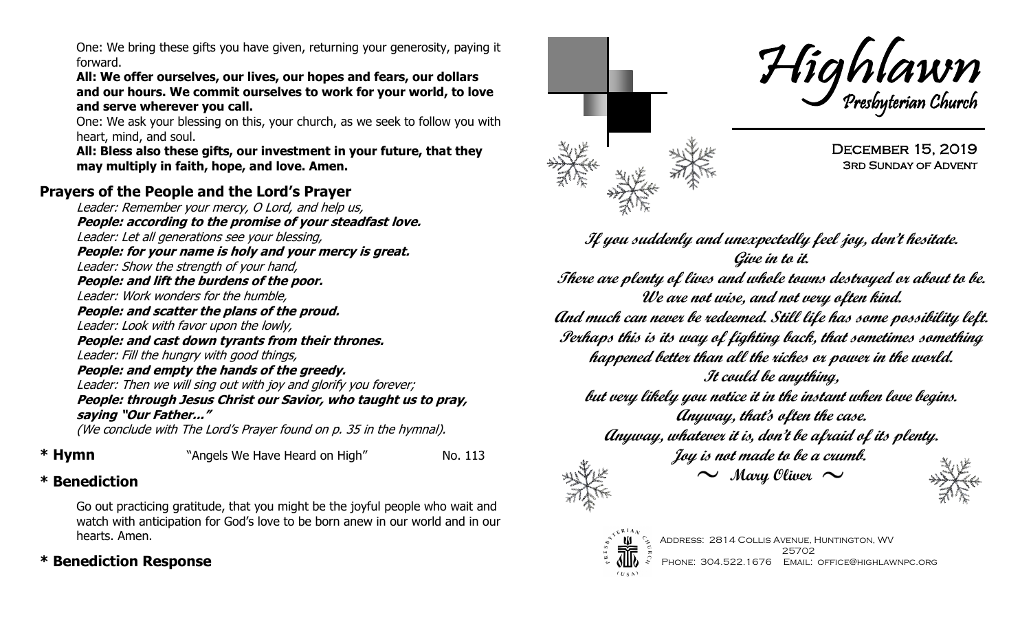One: We bring these gifts you have given, returning your generosity, paying it forward.

**All: We offer ourselves, our lives, our hopes and fears, our dollars and our hours. We commit ourselves to work for your world, to love and serve wherever you call.**

One: We ask your blessing on this, your church, as we seek to follow you with heart, mind, and soul.

**All: Bless also these gifts, our investment in your future, that they may multiply in faith, hope, and love. Amen.**

## Prayers of the People and the Lord's Prayer

*Leader: Remember your mercy, O Lord, and help us,*
***People: according to the promise of your steadfast love.***
*Leader: Let all generations see your blessing,*
***People: for your name is holy and your mercy is great.***
*Leader: Show the strength of your hand,*
***People: and lift the burdens of the poor.***
*Leader: Work wonders for the humble,*
***People: and scatter the plans of the proud.***
*Leader: Look with favor upon the lowly,*
***People: and cast down tyrants from their thrones.***
*Leader: Fill the hungry with good things,*
***People: and empty the hands of the greedy.***
*Leader: Then we will sing out with joy and glorify you forever;*
***People: through Jesus Christ our Savior, who taught us to pray, saying "Our Father…"***
*(We conclude with The Lord's Prayer found on p. 35 in the hymnal).*

## * Hymn — "Angels We Have Heard on High" — No. 113

## * Benediction

Go out practicing gratitude, that you might be the joyful people who wait and watch with anticipation for God's love to be born anew in our world and in our hearts. Amen.

## * Benediction Response

# Highlawn
## Presbyterian Church

December 15, 2019
3rd Sunday of Advent

*If you suddenly and unexpectedly feel joy, don't hesitate.*
*Give in to it.*
*There are plenty of lives and whole towns destroyed or about to be.*
*We are not wise, and not very often kind.*
*And much can never be redeemed. Still life has some possibility left.*
*Perhaps this is its way of fighting back, that sometimes something happened better than all the riches or power in the world.*
*It could be anything,*
*but very likely you notice it in the instant when love begins.*
*Anyway, that's often the case.*
*Anyway, whatever it is, don't be afraid of its plenty.*
*Joy is not made to be a crumb.*
*~ Mary Oliver ~*

Address: 2814 Collis Avenue, Huntington, WV 25702
Phone: 304.522.1676 Email: office@highlawnpc.org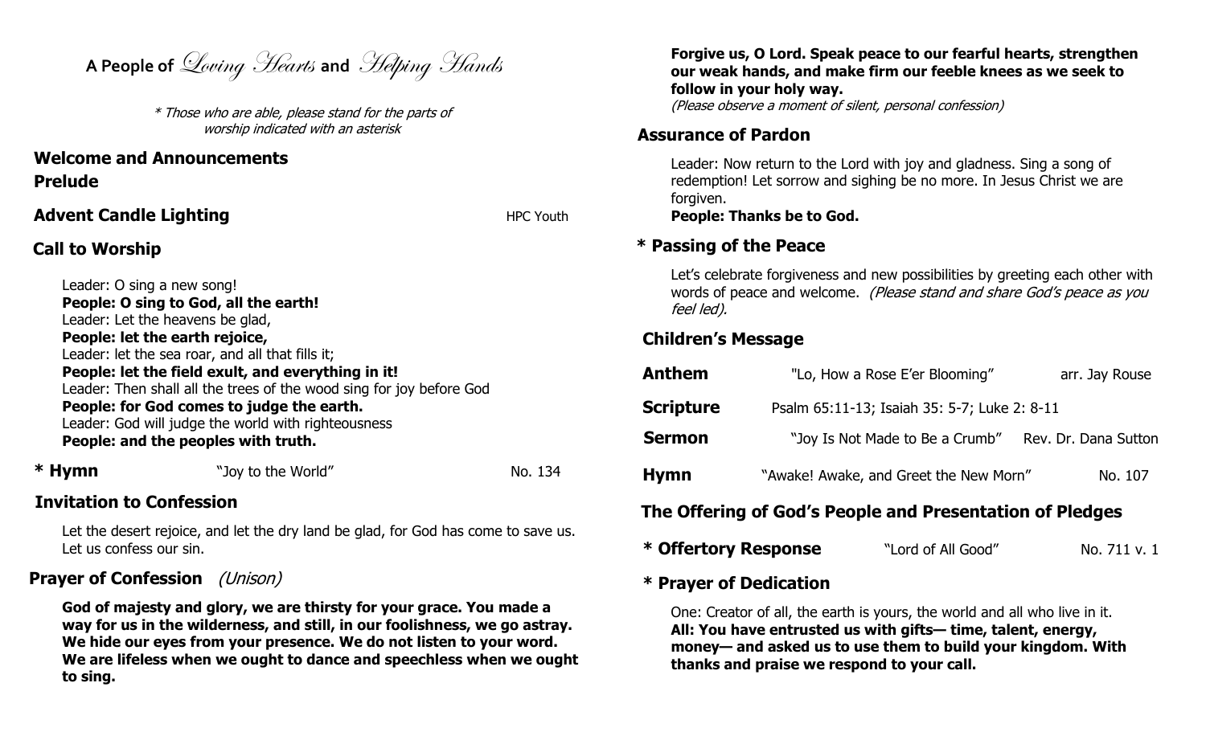# A People of *Loving Hearts* and *Helping Hands*

*\* Those who are able, please stand for the parts of worship indicated with an asterisk*

## Welcome and Announcements

## Prelude

## Advent Candle Lighting — HPC Youth

## Call to Worship

Leader: O sing a new song!
**People: O sing to God, all the earth!**
Leader: Let the heavens be glad,
**People: let the earth rejoice,**
Leader: let the sea roar, and all that fills it;
**People: let the field exult, and everything in it!**
Leader: Then shall all the trees of the wood sing for joy before God
**People: for God comes to judge the earth.**
Leader: God will judge the world with righteousness
**People: and the peoples with truth.**

## * Hymn — "Joy to the World" — No. 134

## Invitation to Confession

Let the desert rejoice, and let the dry land be glad, for God has come to save us. Let us confess our sin.

## Prayer of Confession *(Unison)*

**God of majesty and glory, we are thirsty for your grace. You made a way for us in the wilderness, and still, in our foolishness, we go astray. We hide our eyes from your presence. We do not listen to your word. We are lifeless when we ought to dance and speechless when we ought to sing. Forgive us, O Lord. Speak peace to our fearful hearts, strengthen our weak hands, and make firm our feeble knees as we seek to follow in your holy way.**
*(Please observe a moment of silent, personal confession)*

## Assurance of Pardon

Leader: Now return to the Lord with joy and gladness. Sing a song of redemption! Let sorrow and sighing be no more. In Jesus Christ we are forgiven.
**People: Thanks be to God.**

## * Passing of the Peace

Let's celebrate forgiveness and new possibilities by greeting each other with words of peace and welcome. *(Please stand and share God's peace as you feel led).*

## Children's Message

## Anthem — "Lo, How a Rose E'er Blooming" — arr. Jay Rouse

## Scripture — Psalm 65:11-13; Isaiah 35: 5-7; Luke 2: 8-11

## Sermon — "Joy Is Not Made to Be a Crumb" — Rev. Dr. Dana Sutton

## Hymn — "Awake! Awake, and Greet the New Morn" — No. 107

## The Offering of God's People and Presentation of Pledges

## * Offertory Response — "Lord of All Good" — No. 711 v. 1

## * Prayer of Dedication

One: Creator of all, the earth is yours, the world and all who live in it.
**All: You have entrusted us with gifts— time, talent, energy, money— and asked us to use them to build your kingdom. With thanks and praise we respond to your call.**